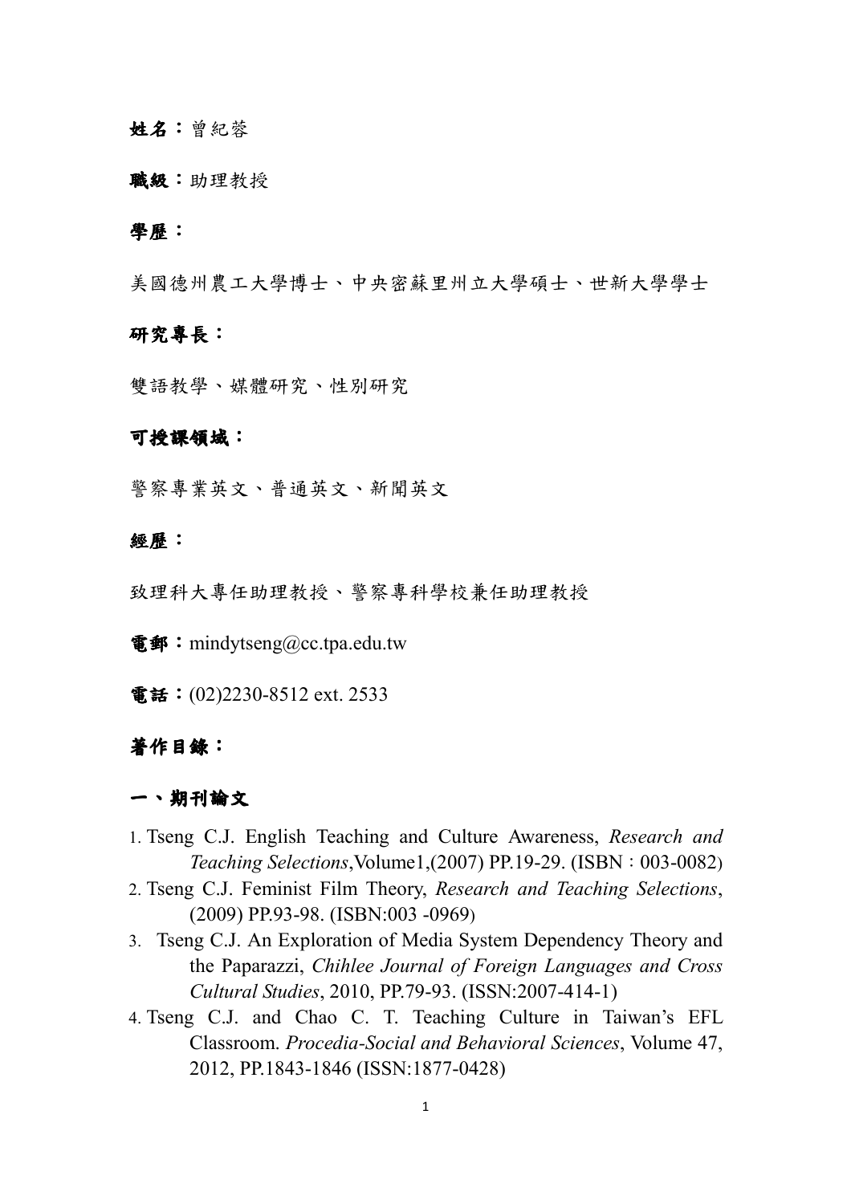**姓名：**曾紀蓉

**職級：**助理教授

**學歷：**

美國德州農工大學博士、中央密蘇里州立大學碩士、世新大學學士

**研究專長：**

雙語教學、媒體研究、性別研究

**可授課領域：**

警察專業英文、普通英文、新聞英文

**經歷：**

致理科大專任助理教授、警察專科學校兼任助理教授

**電郵：**mindytseng@cc.tpa.edu.tw

**電話：**(02)2230-8512 ext. 2533

## 著作目錄：

### 一、期刊論文

1. Tseng C.J. English Teaching and Culture Awareness, *Research and Teaching Selections*,Volume1,(2007) PP.19-29. (ISBN：003-0082)
2. Tseng C.J. Feminist Film Theory, *Research and Teaching Selections*, (2009) PP.93-98. (ISBN:003 -0969)
3. Tseng C.J. An Exploration of Media System Dependency Theory and the Paparazzi, *Chihlee Journal of Foreign Languages and Cross Cultural Studies*, 2010, PP.79-93. (ISSN:2007-414-1)
4. Tseng C.J. and Chao C. T. Teaching Culture in Taiwan's EFL Classroom. *Procedia-Social and Behavioral Sciences*, Volume 47, 2012, PP.1843-1846 (ISSN:1877-0428)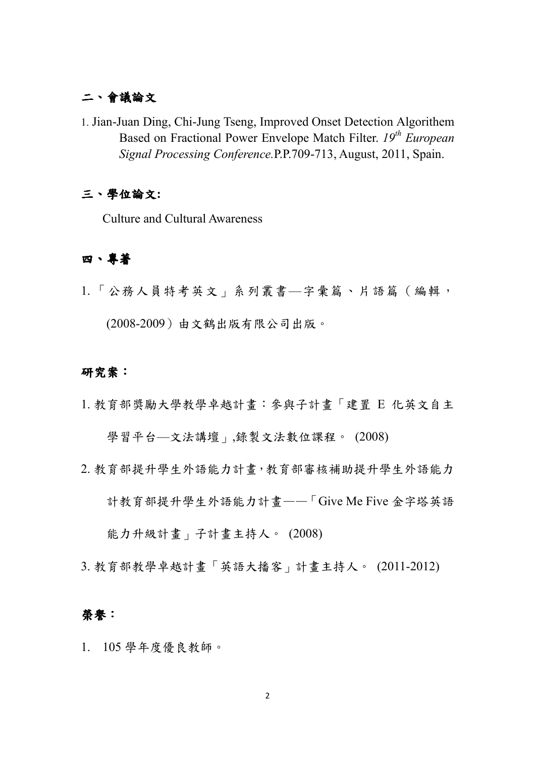## 二、會議論文

1. Jian-Juan Ding, Chi-Jung Tseng, Improved Onset Detection Algorithem Based on Fractional Power Envelope Match Filter. *19th European Signal Processing Conference.*P.P.709-713, August, 2011, Spain.

## 三、學位論文:

Culture and Cultural Awareness

## 四、專著

1. 「公務人員特考英文」系列叢書—字彙篇、片語篇（編輯，(2008-2009）由文鶴出版有限公司出版。

## 研究案：

1. 教育部獎勵大學教學卓越計畫：參與子計畫「建置 E 化英文自主學習平台—文法講壇」,錄製文法數位課程。 (2008)
2. 教育部提升學生外語能力計畫,教育部審核補助提升學生外語能力計教育部提升學生外語能力計畫——「Give Me Five 金字塔英語能力升級計畫」子計畫主持人。 (2008)
3. 教育部教學卓越計畫「英語大播客」計畫主持人。 (2011-2012)

## 榮譽：

1. 105 學年度優良教師。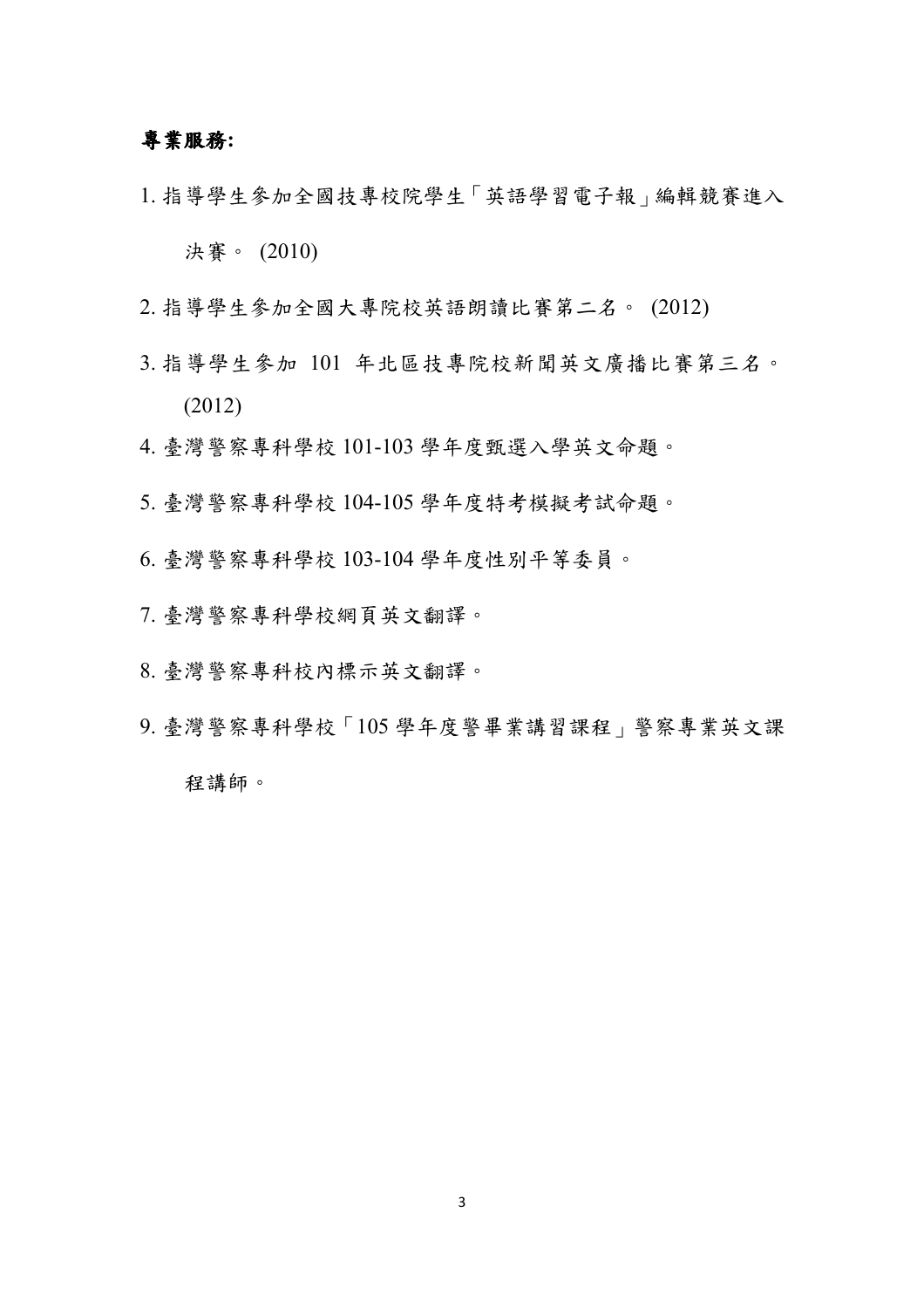**專業服務:**

1. 指導學生參加全國技專校院學生「英語學習電子報」編輯競賽進入決賽。 (2010)
2. 指導學生參加全國大專院校英語朗讀比賽第二名。 (2012)
3. 指導學生參加 101 年北區技專院校新聞英文廣播比賽第三名。 (2012)
4. 臺灣警察專科學校 101-103 學年度甄選入學英文命題。
5. 臺灣警察專科學校 104-105 學年度特考模擬考試命題。
6. 臺灣警察專科學校 103-104 學年度性別平等委員。
7. 臺灣警察專科學校網頁英文翻譯。
8. 臺灣警察專科校內標示英文翻譯。
9. 臺灣警察專科學校「105 學年度警畢業講習課程」警察專業英文課程講師。